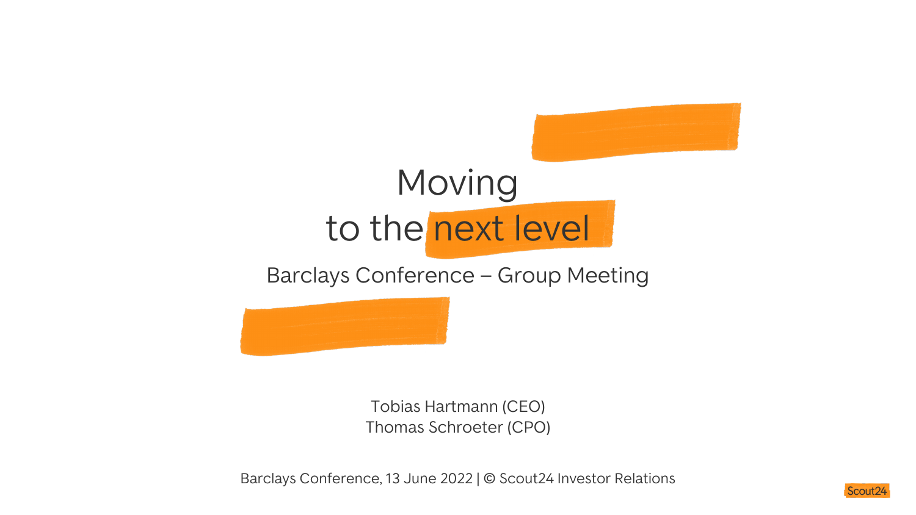# Moving to the next level

## Barclays Conference – Group Meeting

Tobias Hartmann (CEO)
Thomas Schroeter (CPO)

Barclays Conference, 13 June 2022 | © Scout24 Investor Relations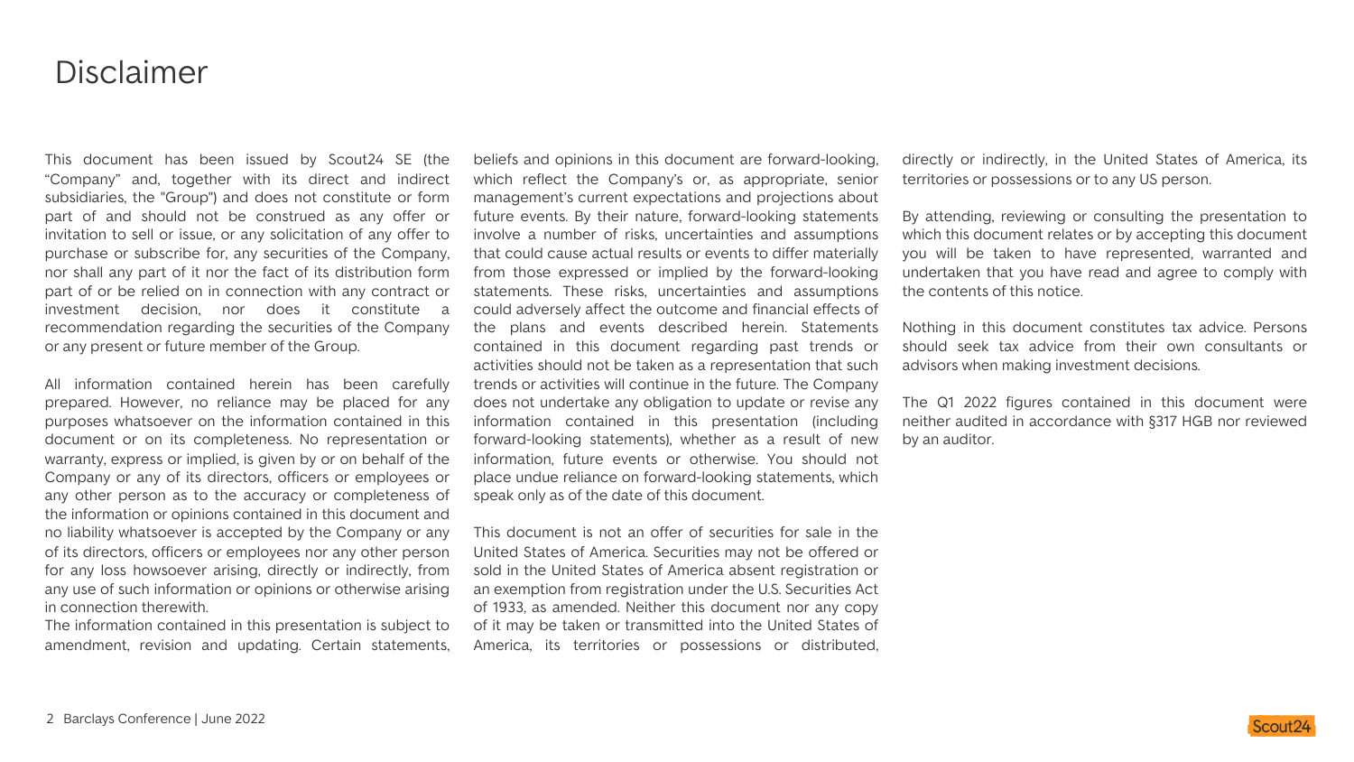# Disclaimer

This document has been issued by Scout24 SE (the "Company" and, together with its direct and indirect subsidiaries, the "Group") and does not constitute or form part of and should not be construed as any offer or invitation to sell or issue, or any solicitation of any offer to purchase or subscribe for, any securities of the Company, nor shall any part of it nor the fact of its distribution form part of or be relied on in connection with any contract or investment decision, nor does it constitute a recommendation regarding the securities of the Company or any present or future member of the Group.

All information contained herein has been carefully prepared. However, no reliance may be placed for any purposes whatsoever on the information contained in this document or on its completeness. No representation or warranty, express or implied, is given by or on behalf of the Company or any of its directors, officers or employees or any other person as to the accuracy or completeness of the information or opinions contained in this document and no liability whatsoever is accepted by the Company or any of its directors, officers or employees nor any other person for any loss howsoever arising, directly or indirectly, from any use of such information or opinions or otherwise arising in connection therewith.

The information contained in this presentation is subject to amendment, revision and updating. Certain statements, beliefs and opinions in this document are forward-looking, which reflect the Company's or, as appropriate, senior management's current expectations and projections about future events. By their nature, forward-looking statements involve a number of risks, uncertainties and assumptions that could cause actual results or events to differ materially from those expressed or implied by the forward-looking statements. These risks, uncertainties and assumptions could adversely affect the outcome and financial effects of the plans and events described herein. Statements contained in this document regarding past trends or activities should not be taken as a representation that such trends or activities will continue in the future. The Company does not undertake any obligation to update or revise any information contained in this presentation (including forward-looking statements), whether as a result of new information, future events or otherwise. You should not place undue reliance on forward-looking statements, which speak only as of the date of this document.

This document is not an offer of securities for sale in the United States of America. Securities may not be offered or sold in the United States of America absent registration or an exemption from registration under the U.S. Securities Act of 1933, as amended. Neither this document nor any copy of it may be taken or transmitted into the United States of America, its territories or possessions or distributed, directly or indirectly, in the United States of America, its territories or possessions or to any US person.

By attending, reviewing or consulting the presentation to which this document relates or by accepting this document you will be taken to have represented, warranted and undertaken that you have read and agree to comply with the contents of this notice.

Nothing in this document constitutes tax advice. Persons should seek tax advice from their own consultants or advisors when making investment decisions.

The Q1 2022 figures contained in this document were neither audited in accordance with §317 HGB nor reviewed by an auditor.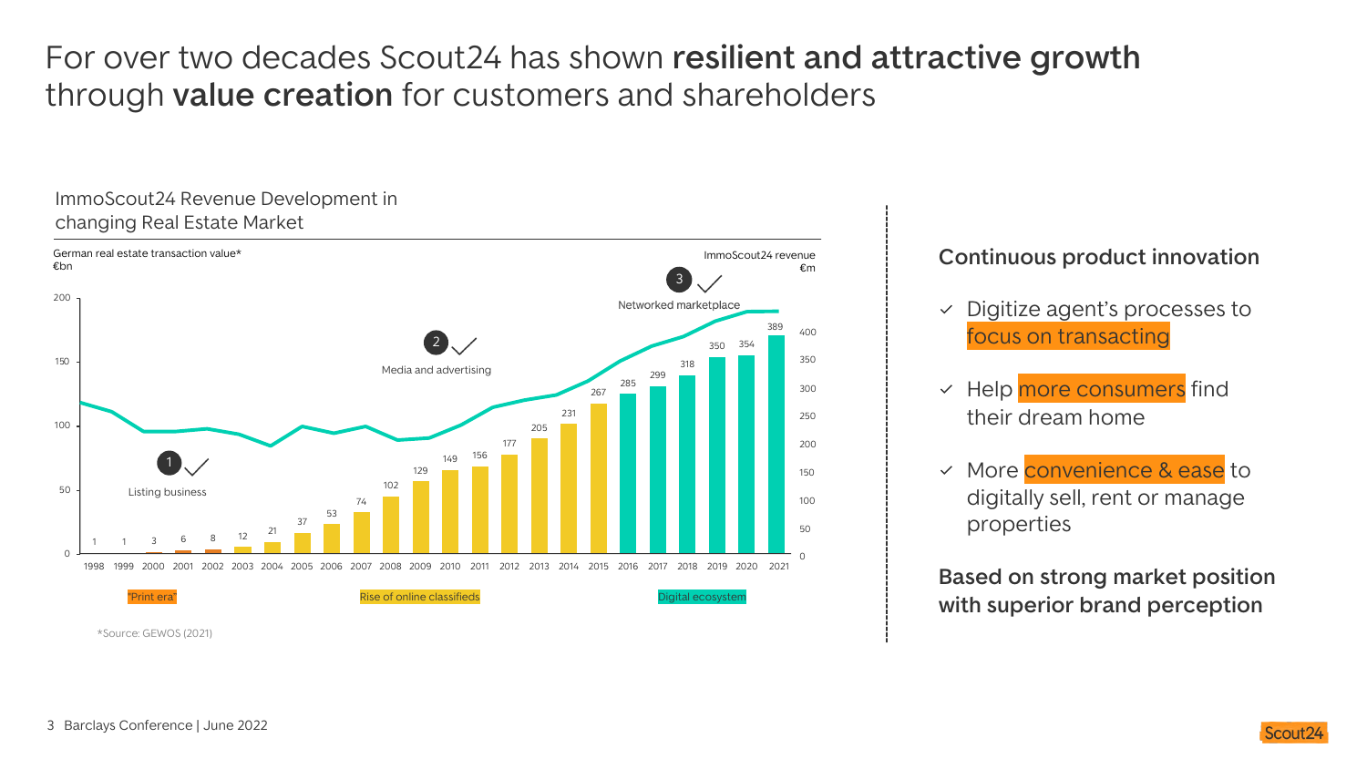# For over two decades Scout24 has shown **resilient and attractive growth** through **value creation** for customers and shareholders

## ImmoScout24 Revenue Development in changing Real Estate Market

German real estate transaction value* €bn

ImmoScout24 revenue €m

| Year | ImmoScout24 revenue (€m) |
|---|---|
| 1998 | 1 |
| 1999 | 1 |
| 2000 | 3 |
| 2001 | 6 |
| 2002 | 8 |
| 2003 | 12 |
| 2004 | 21 |
| 2005 | 37 |
| 2006 | 53 |
| 2007 | 74 |
| 2008 | 102 |
| 2009 | 129 |
| 2010 | 149 |
| 2011 | 156 |
| 2012 | 177 |
| 2013 | 205 |
| 2014 | 231 |
| 2015 | 267 |
| 2016 | 285 |
| 2017 | 299 |
| 2018 | 318 |
| 2019 | 350 |
| 2020 | 354 |
| 2021 | 389 |

1. Listing business – "Print era"
2. Media and advertising – Rise of online classifieds
3. Networked marketplace – Digital ecosystem

*Source: GEWOS (2021)

## Continuous product innovation

- Digitize agent's processes to focus on transacting
- Help more consumers find their dream home
- More convenience & ease to digitally sell, rent or manage properties

**Based on strong market position with superior brand perception**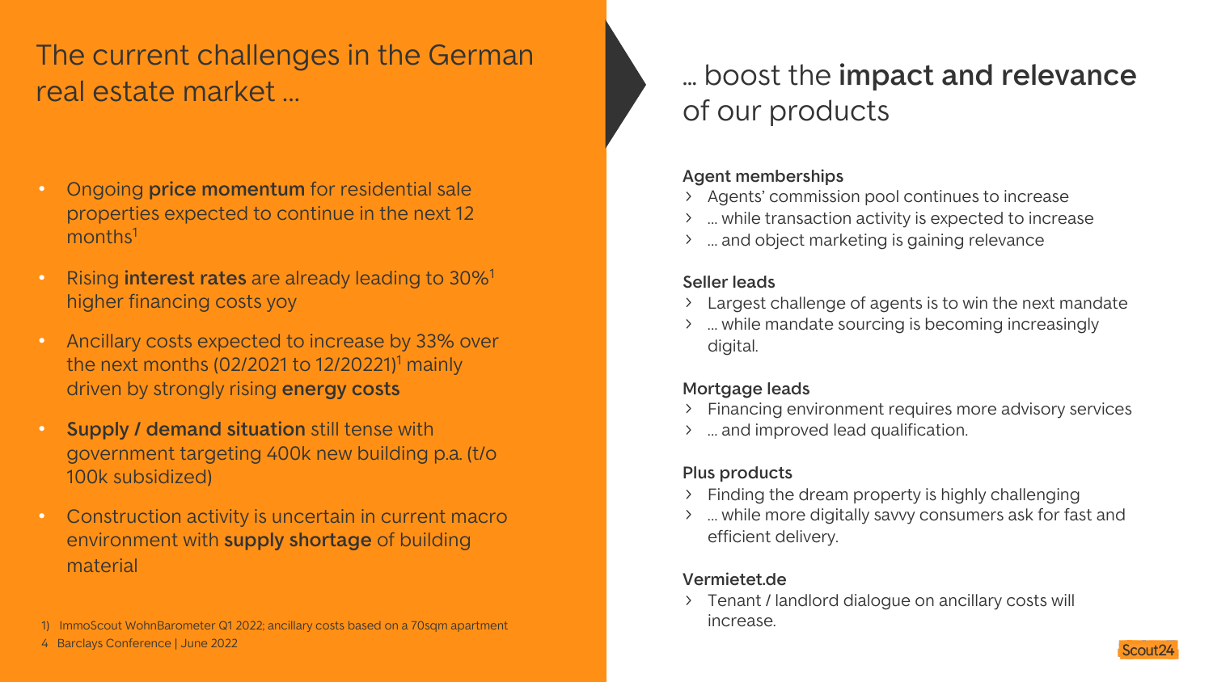# The current challenges in the German real estate market ...

- Ongoing **price momentum** for residential sale properties expected to continue in the next 12 months[1]
- Rising **interest rates** are already leading to 30%[1] higher financing costs yoy
- Ancillary costs expected to increase by 33% over the next months (02/2021 to 12/20221)[1] mainly driven by strongly rising **energy costs**
- **Supply / demand situation** still tense with government targeting 400k new building p.a. (t/o 100k subsidized)
- Construction activity is uncertain in current macro environment with **supply shortage** of building material

1) ImmoScout WohnBarometer Q1 2022; ancillary costs based on a 70sqm apartment

# ... boost the **impact and relevance** of our products

**Agent memberships**

- Agents' commission pool continues to increase
- ... while transaction activity is expected to increase
- ... and object marketing is gaining relevance

**Seller leads**

- Largest challenge of agents is to win the next mandate
- ... while mandate sourcing is becoming increasingly digital.

**Mortgage leads**

- Financing environment requires more advisory services
- ... and improved lead qualification.

**Plus products**

- Finding the dream property is highly challenging
- ... while more digitally savvy consumers ask for fast and efficient delivery.

**Vermietet.de**

- Tenant / landlord dialogue on ancillary costs will increase.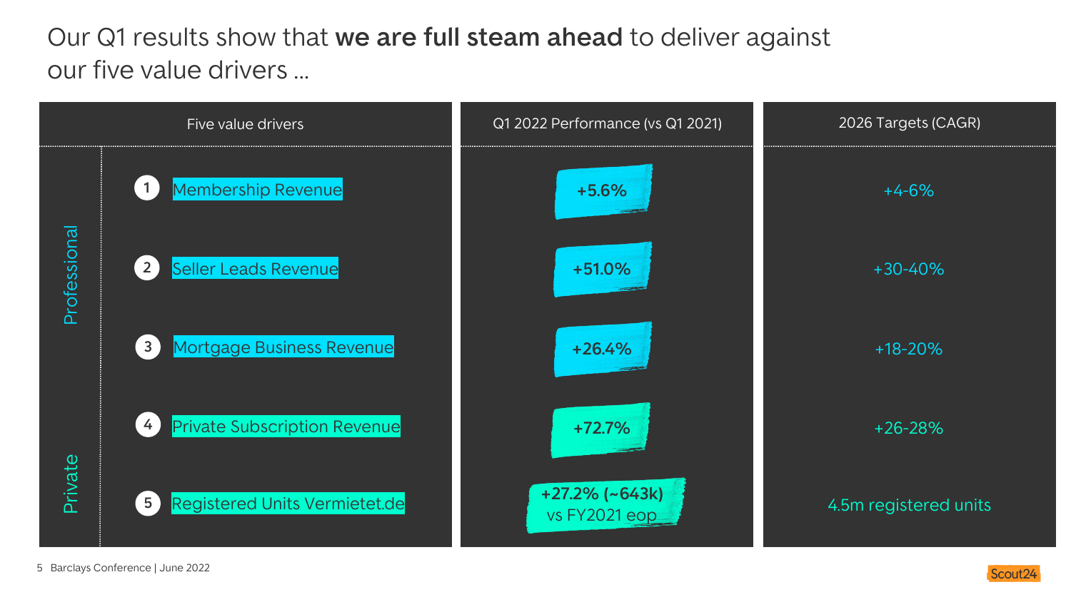# Our Q1 results show that **we are full steam ahead** to deliver against our five value drivers ...

| | Five value drivers | Q1 2022 Performance (vs Q1 2021) | 2026 Targets (CAGR) |
|---|---|---|---|
| Professional | 1 Membership Revenue | **+5.6%** | +4-6% |
| | 2 Seller Leads Revenue | **+51.0%** | +30-40% |
| | 3 Mortgage Business Revenue | **+26.4%** | +18-20% |
| Private | 4 Private Subscription Revenue | **+72.7%** | +26-28% |
| | 5 Registered Units Vermietet.de | **+27.2% (~643k)** vs FY2021 eop | 4.5m registered units |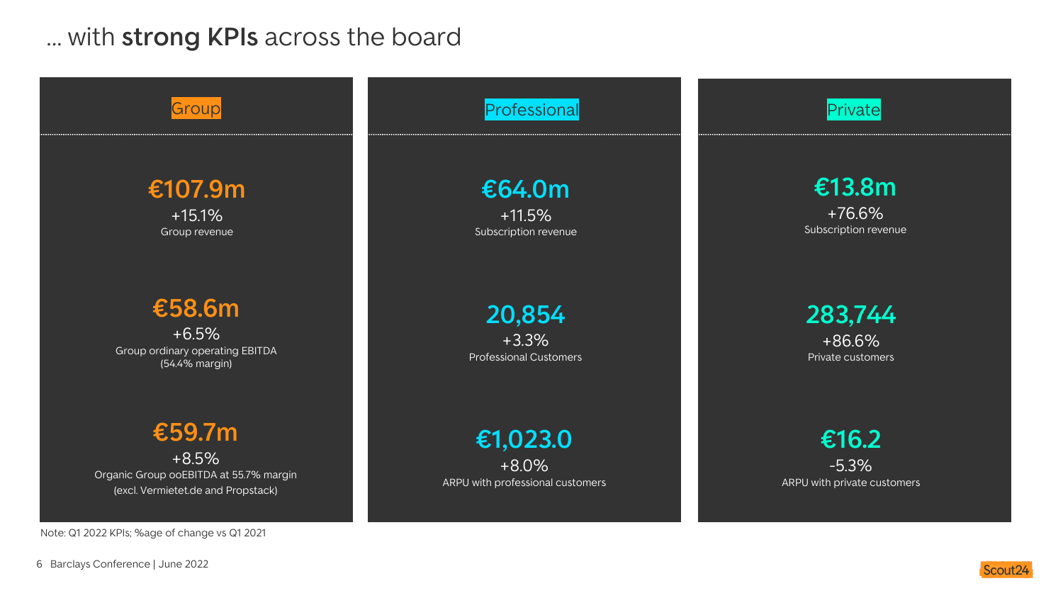# ... with **strong KPIs** across the board

## Group

**€107.9m**
+15.1%
Group revenue

**€58.6m**
+6.5%
Group ordinary operating EBITDA
(54.4% margin)

**€59.7m**
+8.5%
Organic Group ooEBITDA at 55.7% margin
(excl. Vermietet.de and Propstack)

## Professional

**€64.0m**
+11.5%
Subscription revenue

**20,854**
+3.3%
Professional Customers

**€1,023.0**
+8.0%
ARPU with professional customers

## Private

**€13.8m**
+76.6%
Subscription revenue

**283,744**
+86.6%
Private customers

**€16.2**
-5.3%
ARPU with private customers

Note: Q1 2022 KPIs; %age of change vs Q1 2021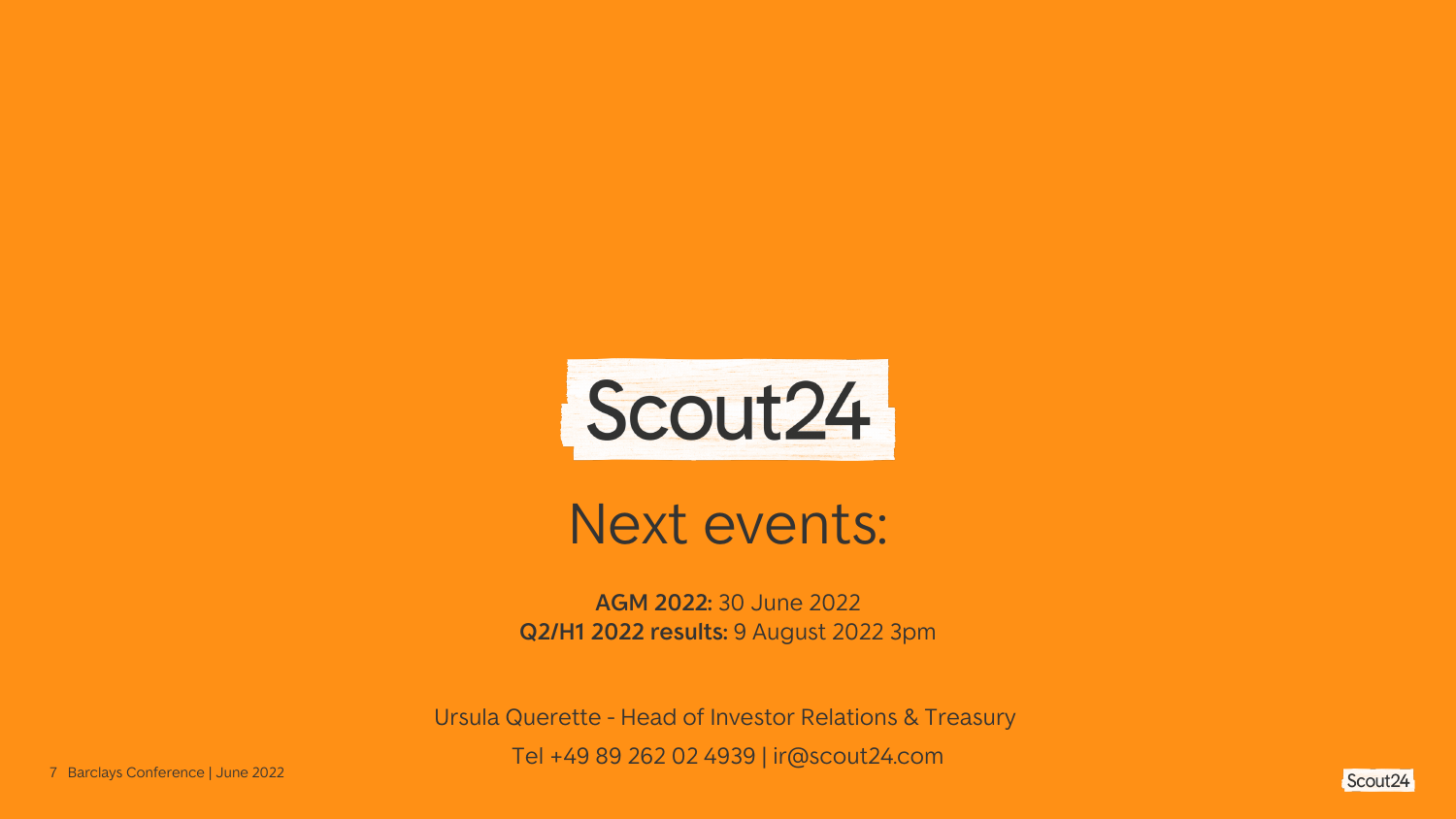Scout24

# Next events:

**AGM 2022:** 30 June 2022
**Q2/H1 2022 results:** 9 August 2022 3pm

Ursula Querette - Head of Investor Relations & Treasury

Tel +49 89 262 02 4939 | ir@scout24.com